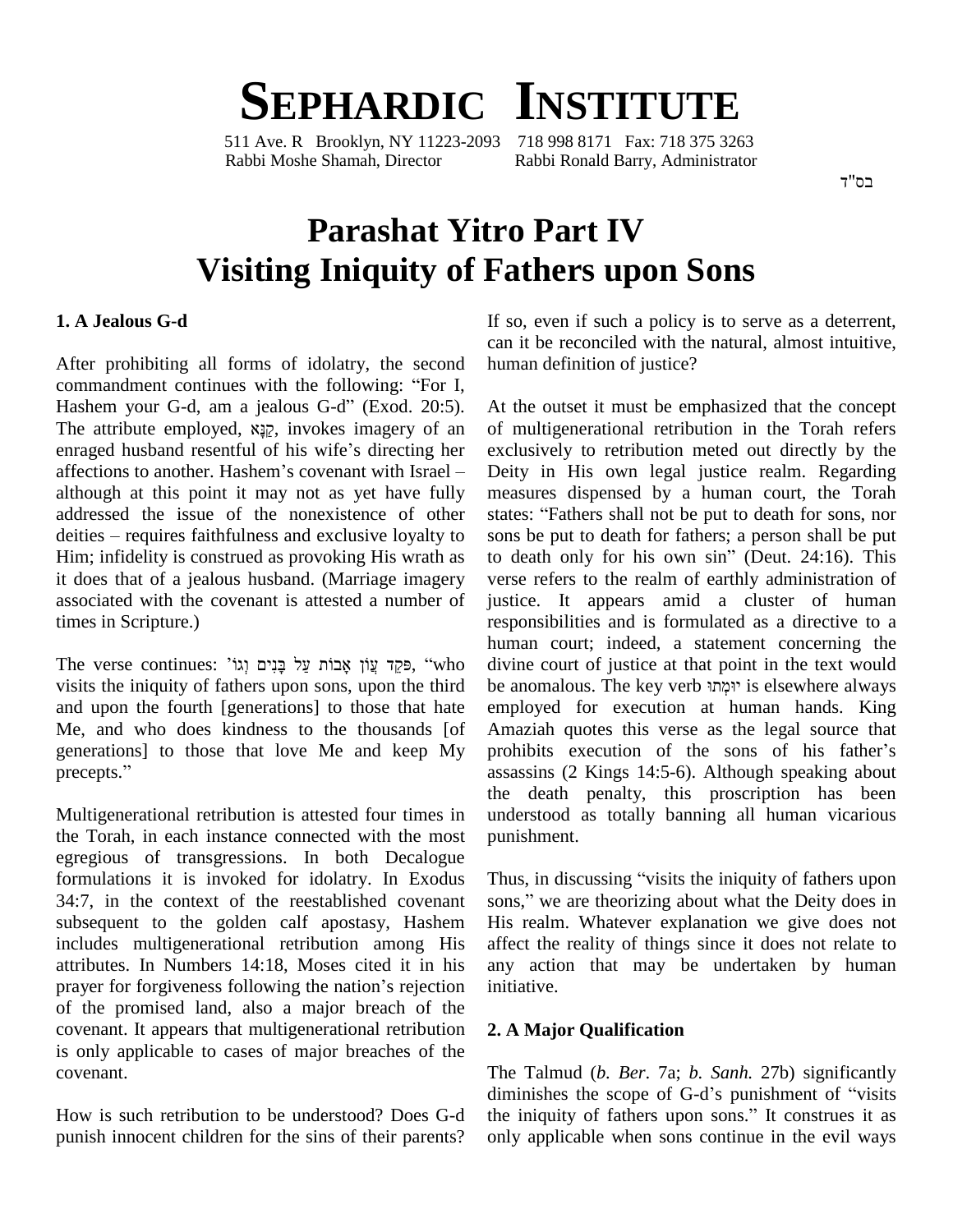# SEPHARDIC INSTITUTE

511 Ave. R Brooklyn, NY 11223-2093 718 998 8171 Fax: 718 375 3263
Rabbi Moshe Shamah, Director Rabbi Ronald Barry, Administrator

בס"ד

# Parashat Yitro Part IV
# Visiting Iniquity of Fathers upon Sons

## 1. A Jealous G-d

After prohibiting all forms of idolatry, the second commandment continues with the following: "For I, Hashem your G-d, am a jealous G-d" (Exod. 20:5). The attribute employed, קַנָּא, invokes imagery of an enraged husband resentful of his wife's directing her affections to another. Hashem's covenant with Israel – although at this point it may not as yet have fully addressed the issue of the nonexistence of other deities – requires faithfulness and exclusive loyalty to Him; infidelity is construed as provoking His wrath as it does that of a jealous husband. (Marriage imagery associated with the covenant is attested a number of times in Scripture.)

The verse continues: פֹּקֵד עֲוֹן אָבֹות עַל בָּנִים וְגוֹ', "who visits the iniquity of fathers upon sons, upon the third and upon the fourth [generations] to those that hate Me, and who does kindness to the thousands [of generations] to those that love Me and keep My precepts."

Multigenerational retribution is attested four times in the Torah, in each instance connected with the most egregious of transgressions. In both Decalogue formulations it is invoked for idolatry. In Exodus 34:7, in the context of the reestablished covenant subsequent to the golden calf apostasy, Hashem includes multigenerational retribution among His attributes. In Numbers 14:18, Moses cited it in his prayer for forgiveness following the nation's rejection of the promised land, also a major breach of the covenant. It appears that multigenerational retribution is only applicable to cases of major breaches of the covenant.

How is such retribution to be understood? Does G-d punish innocent children for the sins of their parents? If so, even if such a policy is to serve as a deterrent, can it be reconciled with the natural, almost intuitive, human definition of justice?

At the outset it must be emphasized that the concept of multigenerational retribution in the Torah refers exclusively to retribution meted out directly by the Deity in His own legal justice realm. Regarding measures dispensed by a human court, the Torah states: "Fathers shall not be put to death for sons, nor sons be put to death for fathers; a person shall be put to death only for his own sin" (Deut. 24:16). This verse refers to the realm of earthly administration of justice. It appears amid a cluster of human responsibilities and is formulated as a directive to a human court; indeed, a statement concerning the divine court of justice at that point in the text would be anomalous. The key verb יוּמְתוּ is elsewhere always employed for execution at human hands. King Amaziah quotes this verse as the legal source that prohibits execution of the sons of his father's assassins (2 Kings 14:5-6). Although speaking about the death penalty, this proscription has been understood as totally banning all human vicarious punishment.

Thus, in discussing "visits the iniquity of fathers upon sons," we are theorizing about what the Deity does in His realm. Whatever explanation we give does not affect the reality of things since it does not relate to any action that may be undertaken by human initiative.

## 2. A Major Qualification

The Talmud (*b. Ber.* 7a; *b. Sanh.* 27b) significantly diminishes the scope of G-d's punishment of "visits the iniquity of fathers upon sons." It construes it as only applicable when sons continue in the evil ways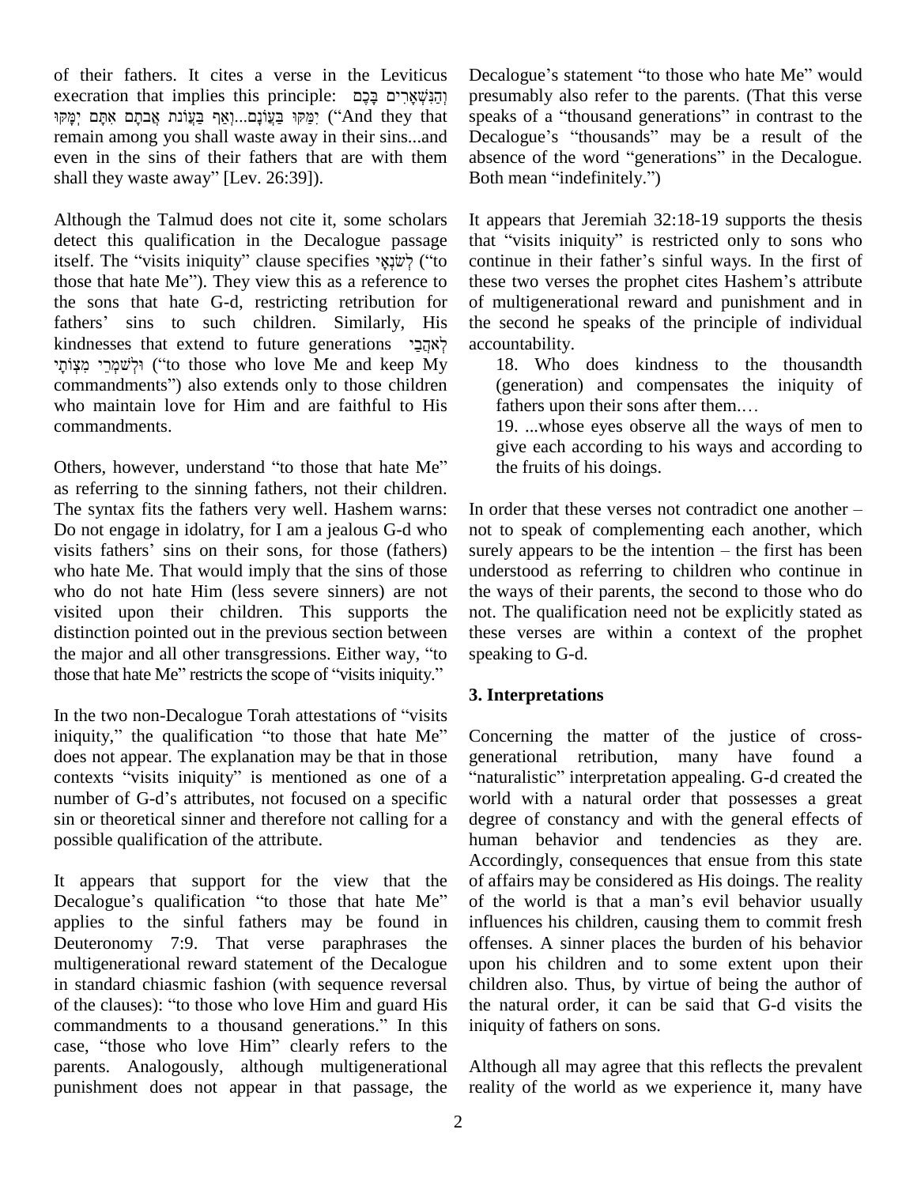of their fathers. It cites a verse in the Leviticus execration that implies this principle: וְהַנִּשְׁאָרִים בָּכֶם יִמַּקּוּ בַּעֲוֹנָם...וְאַף בַּעֲוֹנֹת אֲבֹתָם אִתָּם יִמָּקּוּ ("And they that remain among you shall waste away in their sins...and even in the sins of their fathers that are with them shall they waste away" [Lev. 26:39]).

Although the Talmud does not cite it, some scholars detect this qualification in the Decalogue passage itself. The "visits iniquity" clause specifies לְשֹׂנְאָי ("to those that hate Me"). They view this as a reference to the sons that hate G-d, restricting retribution for fathers' sins to such children. Similarly, His kindnesses that extend to future generations לְאֹהֲבַי וּלְשֹׁמְרֵי מִצְוֹתָי ("to those who love Me and keep My commandments") also extends only to those children who maintain love for Him and are faithful to His commandments.

Others, however, understand "to those that hate Me" as referring to the sinning fathers, not their children. The syntax fits the fathers very well. Hashem warns: Do not engage in idolatry, for I am a jealous G-d who visits fathers' sins on their sons, for those (fathers) who hate Me. That would imply that the sins of those who do not hate Him (less severe sinners) are not visited upon their children. This supports the distinction pointed out in the previous section between the major and all other transgressions. Either way, "to those that hate Me" restricts the scope of "visits iniquity."

In the two non-Decalogue Torah attestations of "visits iniquity," the qualification "to those that hate Me" does not appear. The explanation may be that in those contexts "visits iniquity" is mentioned as one of a number of G-d's attributes, not focused on a specific sin or theoretical sinner and therefore not calling for a possible qualification of the attribute.

It appears that support for the view that the Decalogue's qualification "to those that hate Me" applies to the sinful fathers may be found in Deuteronomy 7:9. That verse paraphrases the multigenerational reward statement of the Decalogue in standard chiasmic fashion (with sequence reversal of the clauses): "to those who love Him and guard His commandments to a thousand generations." In this case, "those who love Him" clearly refers to the parents. Analogously, although multigenerational punishment does not appear in that passage, the Decalogue's statement "to those who hate Me" would presumably also refer to the parents. (That this verse speaks of a "thousand generations" in contrast to the Decalogue's "thousands" may be a result of the absence of the word "generations" in the Decalogue. Both mean "indefinitely.")

It appears that Jeremiah 32:18-19 supports the thesis that "visits iniquity" is restricted only to sons who continue in their father's sinful ways. In the first of these two verses the prophet cites Hashem's attribute of multigenerational reward and punishment and in the second he speaks of the principle of individual accountability.

> 18. Who does kindness to the thousandth (generation) and compensates the iniquity of fathers upon their sons after them.…
>
> 19. ...whose eyes observe all the ways of men to give each according to his ways and according to the fruits of his doings.

In order that these verses not contradict one another – not to speak of complementing each another, which surely appears to be the intention – the first has been understood as referring to children who continue in the ways of their parents, the second to those who do not. The qualification need not be explicitly stated as these verses are within a context of the prophet speaking to G-d.

### 3. Interpretations

Concerning the matter of the justice of cross-generational retribution, many have found a "naturalistic" interpretation appealing. G-d created the world with a natural order that possesses a great degree of constancy and with the general effects of human behavior and tendencies as they are. Accordingly, consequences that ensue from this state of affairs may be considered as His doings. The reality of the world is that a man's evil behavior usually influences his children, causing them to commit fresh offenses. A sinner places the burden of his behavior upon his children and to some extent upon their children also. Thus, by virtue of being the author of the natural order, it can be said that G-d visits the iniquity of fathers on sons.

Although all may agree that this reflects the prevalent reality of the world as we experience it, many have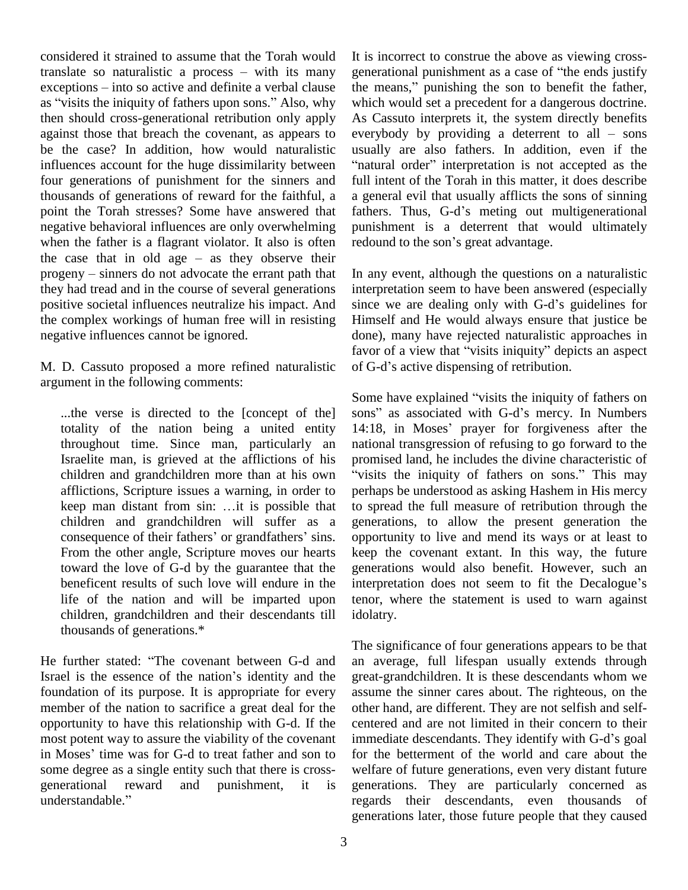considered it strained to assume that the Torah would translate so naturalistic a process – with its many exceptions – into so active and definite a verbal clause as "visits the iniquity of fathers upon sons." Also, why then should cross-generational retribution only apply against those that breach the covenant, as appears to be the case? In addition, how would naturalistic influences account for the huge dissimilarity between four generations of punishment for the sinners and thousands of generations of reward for the faithful, a point the Torah stresses? Some have answered that negative behavioral influences are only overwhelming when the father is a flagrant violator. It also is often the case that in old age – as they observe their progeny – sinners do not advocate the errant path that they had tread and in the course of several generations positive societal influences neutralize his impact. And the complex workings of human free will in resisting negative influences cannot be ignored.

M. D. Cassuto proposed a more refined naturalistic argument in the following comments:

> ...the verse is directed to the [concept of the] totality of the nation being a united entity throughout time. Since man, particularly an Israelite man, is grieved at the afflictions of his children and grandchildren more than at his own afflictions, Scripture issues a warning, in order to keep man distant from sin: …it is possible that children and grandchildren will suffer as a consequence of their fathers' or grandfathers' sins. From the other angle, Scripture moves our hearts toward the love of G-d by the guarantee that the beneficent results of such love will endure in the life of the nation and will be imparted upon children, grandchildren and their descendants till thousands of generations.*

He further stated: "The covenant between G-d and Israel is the essence of the nation's identity and the foundation of its purpose. It is appropriate for every member of the nation to sacrifice a great deal for the opportunity to have this relationship with G-d. If the most potent way to assure the viability of the covenant in Moses' time was for G-d to treat father and son to some degree as a single entity such that there is cross-generational reward and punishment, it is understandable."

It is incorrect to construe the above as viewing cross-generational punishment as a case of "the ends justify the means," punishing the son to benefit the father, which would set a precedent for a dangerous doctrine. As Cassuto interprets it, the system directly benefits everybody by providing a deterrent to all – sons usually are also fathers. In addition, even if the "natural order" interpretation is not accepted as the full intent of the Torah in this matter, it does describe a general evil that usually afflicts the sons of sinning fathers. Thus, G-d's meting out multigenerational punishment is a deterrent that would ultimately redound to the son's great advantage.

In any event, although the questions on a naturalistic interpretation seem to have been answered (especially since we are dealing only with G-d's guidelines for Himself and He would always ensure that justice be done), many have rejected naturalistic approaches in favor of a view that "visits iniquity" depicts an aspect of G-d's active dispensing of retribution.

Some have explained "visits the iniquity of fathers on sons" as associated with G-d's mercy. In Numbers 14:18, in Moses' prayer for forgiveness after the national transgression of refusing to go forward to the promised land, he includes the divine characteristic of "visits the iniquity of fathers on sons." This may perhaps be understood as asking Hashem in His mercy to spread the full measure of retribution through the generations, to allow the present generation the opportunity to live and mend its ways or at least to keep the covenant extant. In this way, the future generations would also benefit. However, such an interpretation does not seem to fit the Decalogue's tenor, where the statement is used to warn against idolatry.

The significance of four generations appears to be that an average, full lifespan usually extends through great-grandchildren. It is these descendants whom we assume the sinner cares about. The righteous, on the other hand, are different. They are not selfish and self-centered and are not limited in their concern to their immediate descendants. They identify with G-d's goal for the betterment of the world and care about the welfare of future generations, even very distant future generations. They are particularly concerned as regards their descendants, even thousands of generations later, those future people that they caused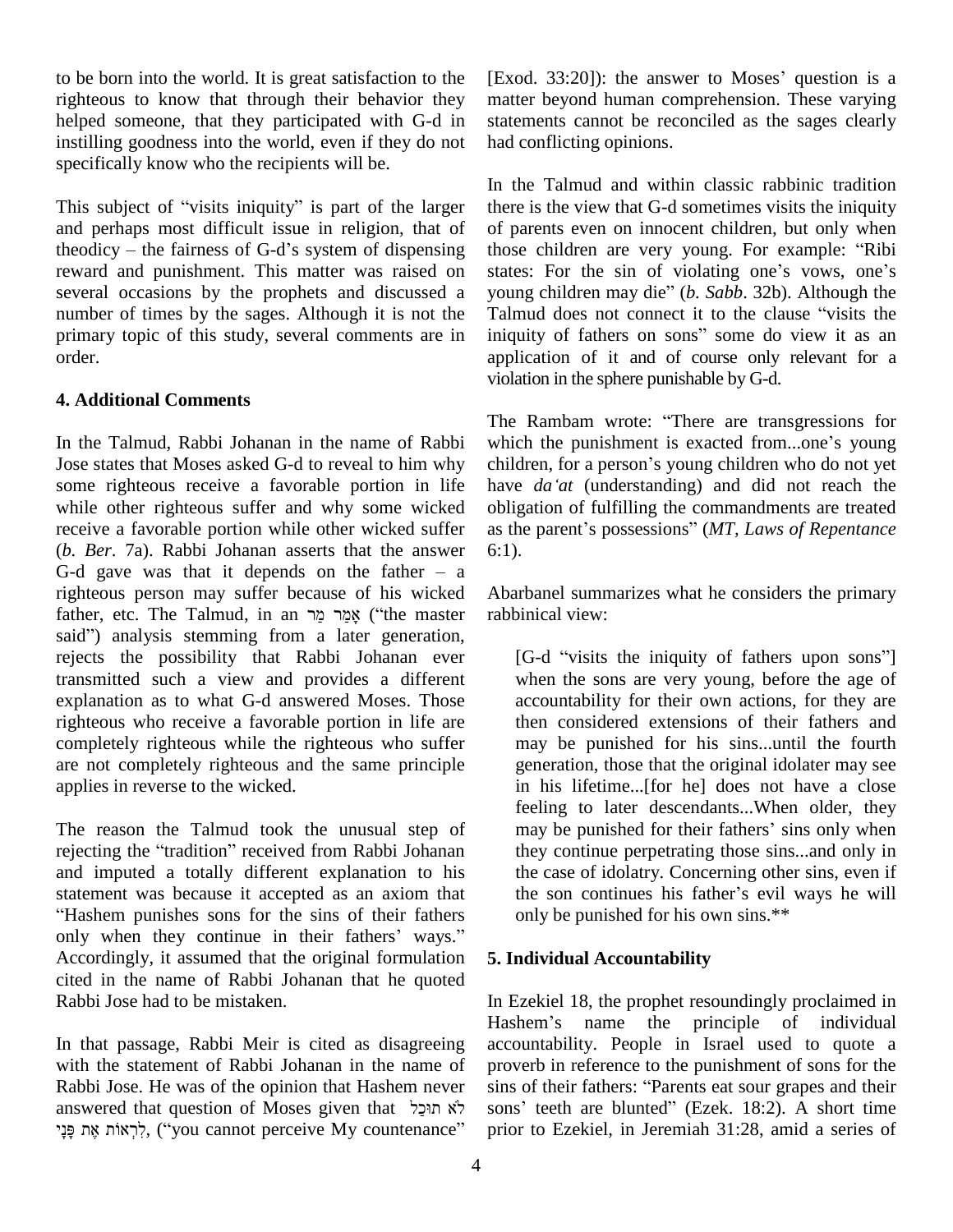to be born into the world. It is great satisfaction to the righteous to know that through their behavior they helped someone, that they participated with G-d in instilling goodness into the world, even if they do not specifically know who the recipients will be.

This subject of "visits iniquity" is part of the larger and perhaps most difficult issue in religion, that of theodicy – the fairness of G-d's system of dispensing reward and punishment. This matter was raised on several occasions by the prophets and discussed a number of times by the sages. Although it is not the primary topic of this study, several comments are in order.

## 4. Additional Comments

In the Talmud, Rabbi Johanan in the name of Rabbi Jose states that Moses asked G-d to reveal to him why some righteous receive a favorable portion in life while other righteous suffer and why some wicked receive a favorable portion while other wicked suffer (*b. Ber*. 7a). Rabbi Johanan asserts that the answer G-d gave was that it depends on the father – a righteous person may suffer because of his wicked father, etc. The Talmud, in an אָמַר מַר ("the master said") analysis stemming from a later generation, rejects the possibility that Rabbi Johanan ever transmitted such a view and provides a different explanation as to what G-d answered Moses. Those righteous who receive a favorable portion in life are completely righteous while the righteous who suffer are not completely righteous and the same principle applies in reverse to the wicked.

The reason the Talmud took the unusual step of rejecting the "tradition" received from Rabbi Johanan and imputed a totally different explanation to his statement was because it accepted as an axiom that "Hashem punishes sons for the sins of their fathers only when they continue in their fathers' ways." Accordingly, it assumed that the original formulation cited in the name of Rabbi Johanan that he quoted Rabbi Jose had to be mistaken.

In that passage, Rabbi Meir is cited as disagreeing with the statement of Rabbi Johanan in the name of Rabbi Jose. He was of the opinion that Hashem never answered that question of Moses given that לֹא תוּכַל לִרְאֹת אֶת פָּנָי, ("you cannot perceive My countenance" [Exod. 33:20]): the answer to Moses' question is a matter beyond human comprehension. These varying statements cannot be reconciled as the sages clearly had conflicting opinions.

In the Talmud and within classic rabbinic tradition there is the view that G-d sometimes visits the iniquity of parents even on innocent children, but only when those children are very young. For example: "Ribi states: For the sin of violating one's vows, one's young children may die" (*b. Sabb*. 32b). Although the Talmud does not connect it to the clause "visits the iniquity of fathers on sons" some do view it as an application of it and of course only relevant for a violation in the sphere punishable by G-d.

The Rambam wrote: "There are transgressions for which the punishment is exacted from...one's young children, for a person's young children who do not yet have *da'at* (understanding) and did not reach the obligation of fulfilling the commandments are treated as the parent's possessions" (*MT, Laws of Repentance* 6:1).

Abarbanel summarizes what he considers the primary rabbinical view:

> [G-d "visits the iniquity of fathers upon sons"] when the sons are very young, before the age of accountability for their own actions, for they are then considered extensions of their fathers and may be punished for his sins...until the fourth generation, those that the original idolater may see in his lifetime...[for he] does not have a close feeling to later descendants...When older, they may be punished for their fathers' sins only when they continue perpetrating those sins...and only in the case of idolatry. Concerning other sins, even if the son continues his father's evil ways he will only be punished for his own sins.**

## 5. Individual Accountability

In Ezekiel 18, the prophet resoundingly proclaimed in Hashem's name the principle of individual accountability. People in Israel used to quote a proverb in reference to the punishment of sons for the sins of their fathers: "Parents eat sour grapes and their sons' teeth are blunted" (Ezek. 18:2). A short time prior to Ezekiel, in Jeremiah 31:28, amid a series of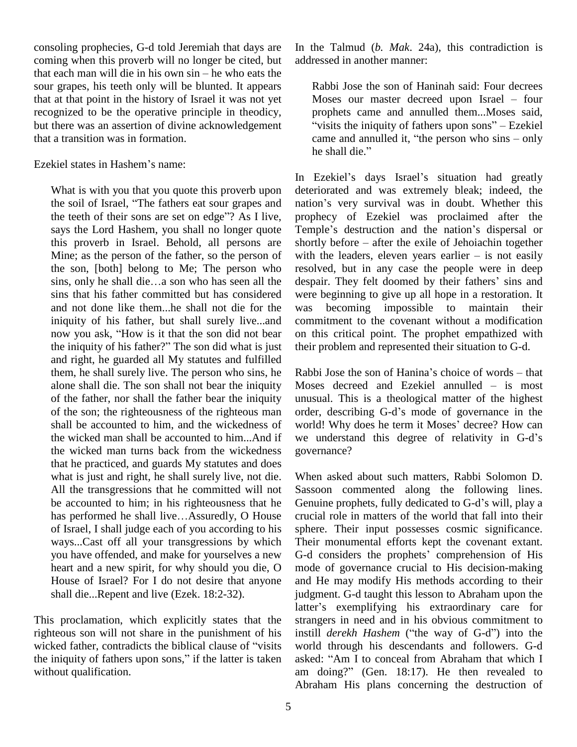consoling prophecies, G-d told Jeremiah that days are coming when this proverb will no longer be cited, but that each man will die in his own sin – he who eats the sour grapes, his teeth only will be blunted. It appears that at that point in the history of Israel it was not yet recognized to be the operative principle in theodicy, but there was an assertion of divine acknowledgement that a transition was in formation.

Ezekiel states in Hashem's name:

> What is with you that you quote this proverb upon the soil of Israel, "The fathers eat sour grapes and the teeth of their sons are set on edge"? As I live, says the Lord Hashem, you shall no longer quote this proverb in Israel. Behold, all persons are Mine; as the person of the father, so the person of the son, [both] belong to Me; The person who sins, only he shall die…a son who has seen all the sins that his father committed but has considered and not done like them...he shall not die for the iniquity of his father, but shall surely live...and now you ask, "How is it that the son did not bear the iniquity of his father?" The son did what is just and right, he guarded all My statutes and fulfilled them, he shall surely live. The person who sins, he alone shall die. The son shall not bear the iniquity of the father, nor shall the father bear the iniquity of the son; the righteousness of the righteous man shall be accounted to him, and the wickedness of the wicked man shall be accounted to him...And if the wicked man turns back from the wickedness that he practiced, and guards My statutes and does what is just and right, he shall surely live, not die. All the transgressions that he committed will not be accounted to him; in his righteousness that he has performed he shall live…Assuredly, O House of Israel, I shall judge each of you according to his ways...Cast off all your transgressions by which you have offended, and make for yourselves a new heart and a new spirit, for why should you die, O House of Israel? For I do not desire that anyone shall die...Repent and live (Ezek. 18:2-32).

This proclamation, which explicitly states that the righteous son will not share in the punishment of his wicked father, contradicts the biblical clause of "visits the iniquity of fathers upon sons," if the latter is taken without qualification.

In the Talmud (*b. Mak*. 24a), this contradiction is addressed in another manner:

> Rabbi Jose the son of Haninah said: Four decrees Moses our master decreed upon Israel – four prophets came and annulled them...Moses said, "visits the iniquity of fathers upon sons" – Ezekiel came and annulled it, "the person who sins – only he shall die."

In Ezekiel's days Israel's situation had greatly deteriorated and was extremely bleak; indeed, the nation's very survival was in doubt. Whether this prophecy of Ezekiel was proclaimed after the Temple's destruction and the nation's dispersal or shortly before – after the exile of Jehoiachin together with the leaders, eleven years earlier – is not easily resolved, but in any case the people were in deep despair. They felt doomed by their fathers' sins and were beginning to give up all hope in a restoration. It was becoming impossible to maintain their commitment to the covenant without a modification on this critical point. The prophet empathized with their problem and represented their situation to G-d.

Rabbi Jose the son of Hanina's choice of words – that Moses decreed and Ezekiel annulled – is most unusual. This is a theological matter of the highest order, describing G-d's mode of governance in the world! Why does he term it Moses' decree? How can we understand this degree of relativity in G-d's governance?

When asked about such matters, Rabbi Solomon D. Sassoon commented along the following lines. Genuine prophets, fully dedicated to G-d's will, play a crucial role in matters of the world that fall into their sphere. Their input possesses cosmic significance. Their monumental efforts kept the covenant extant. G-d considers the prophets' comprehension of His mode of governance crucial to His decision-making and He may modify His methods according to their judgment. G-d taught this lesson to Abraham upon the latter's exemplifying his extraordinary care for strangers in need and in his obvious commitment to instill *derekh Hashem* ("the way of G-d") into the world through his descendants and followers. G-d asked: "Am I to conceal from Abraham that which I am doing?" (Gen. 18:17). He then revealed to Abraham His plans concerning the destruction of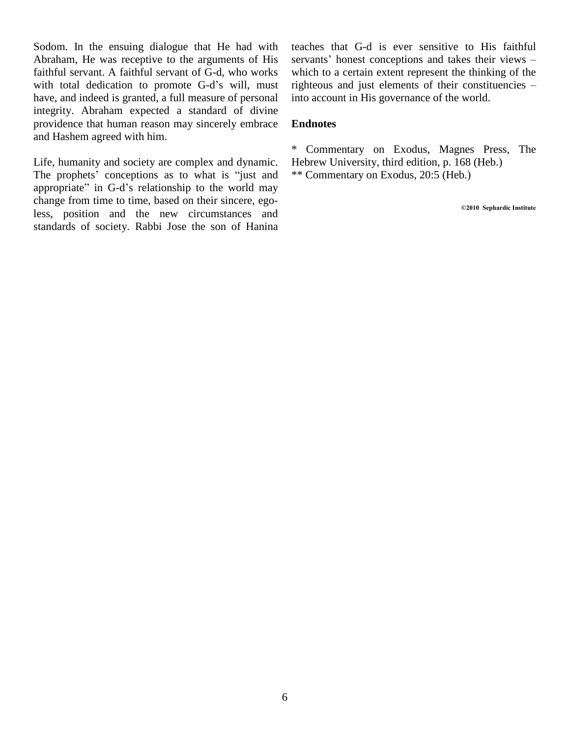Sodom. In the ensuing dialogue that He had with Abraham, He was receptive to the arguments of His faithful servant. A faithful servant of G-d, who works with total dedication to promote G-d's will, must have, and indeed is granted, a full measure of personal integrity. Abraham expected a standard of divine providence that human reason may sincerely embrace and Hashem agreed with him.

Life, humanity and society are complex and dynamic. The prophets' conceptions as to what is "just and appropriate" in G-d's relationship to the world may change from time to time, based on their sincere, ego-less, position and the new circumstances and standards of society. Rabbi Jose the son of Hanina teaches that G-d is ever sensitive to His faithful servants' honest conceptions and takes their views – which to a certain extent represent the thinking of the righteous and just elements of their constituencies – into account in His governance of the world.

**Endnotes**

* Commentary on Exodus, Magnes Press, The Hebrew University, third edition, p. 168 (Heb.)
** Commentary on Exodus, 20:5 (Heb.)

©2010 Sephardic Institute